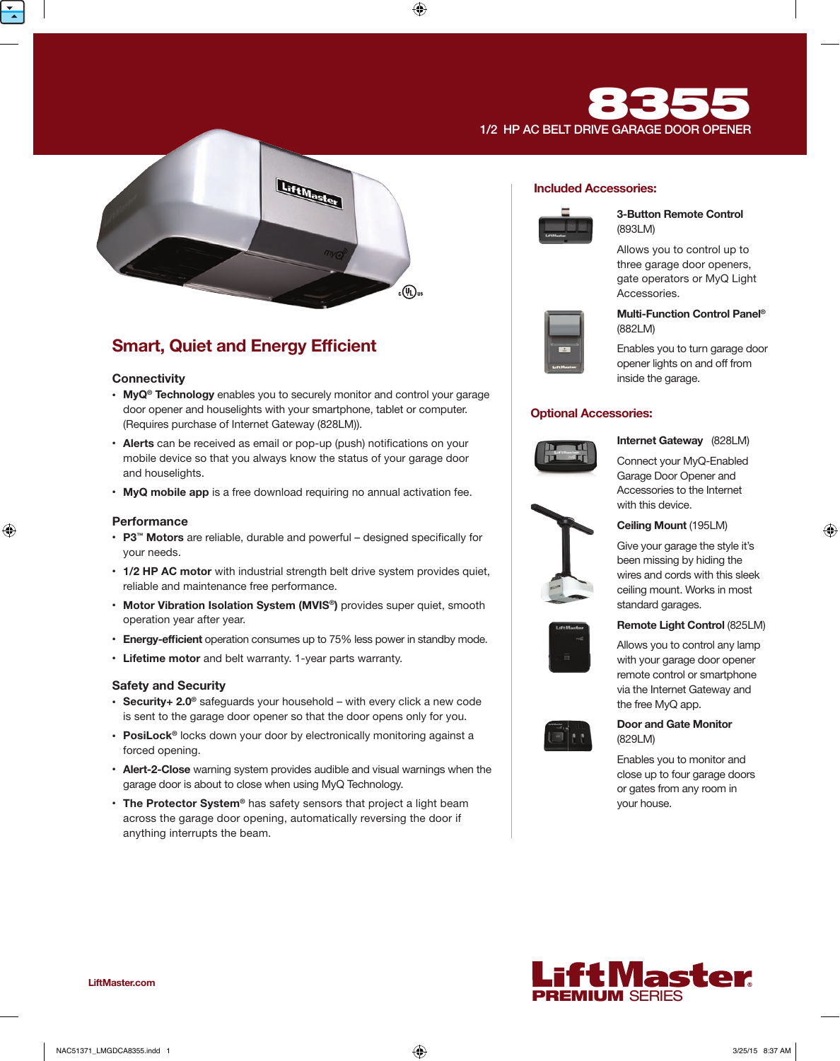# 8355

1/2 HP AC BELT DRIVE GARAGE DOOR OPENER

## Smart, Quiet and Energy Efficient

### Connectivity

- **MyQ® Technology** enables you to securely monitor and control your garage door opener and houselights with your smartphone, tablet or computer. (Requires purchase of Internet Gateway (828LM)).
- **Alerts** can be received as email or pop-up (push) notifications on your mobile device so that you always know the status of your garage door and houselights.
- **MyQ mobile app** is a free download requiring no annual activation fee.

### Performance

- **P3™ Motors** are reliable, durable and powerful – designed specifically for your needs.
- **1/2 HP AC motor** with industrial strength belt drive system provides quiet, reliable and maintenance free performance.
- **Motor Vibration Isolation System (MVIS®)** provides super quiet, smooth operation year after year.
- **Energy-efficient** operation consumes up to 75% less power in standby mode.
- **Lifetime motor** and belt warranty. 1-year parts warranty.

### Safety and Security

- **Security+ 2.0®** safeguards your household – with every click a new code is sent to the garage door opener so that the door opens only for you.
- **PosiLock®** locks down your door by electronically monitoring against a forced opening.
- **Alert-2-Close** warning system provides audible and visual warnings when the garage door is about to close when using MyQ Technology.
- **The Protector System®** has safety sensors that project a light beam across the garage door opening, automatically reversing the door if anything interrupts the beam.

## Included Accessories:

**3-Button Remote Control** (893LM)

Allows you to control up to three garage door openers, gate operators or MyQ Light Accessories.

**Multi-Function Control Panel®** (882LM)

Enables you to turn garage door opener lights on and off from inside the garage.

## Optional Accessories:

**Internet Gateway** (828LM)

Connect your MyQ-Enabled Garage Door Opener and Accessories to the Internet with this device.

**Ceiling Mount** (195LM)

Give your garage the style it's been missing by hiding the wires and cords with this sleek ceiling mount. Works in most standard garages.

**Remote Light Control** (825LM)

Allows you to control any lamp with your garage door opener remote control or smartphone via the Internet Gateway and the free MyQ app.

**Door and Gate Monitor** (829LM)

Enables you to monitor and close up to four garage doors or gates from any room in your house.

LiftMaster.com

LiftMaster® PREMIUM SERIES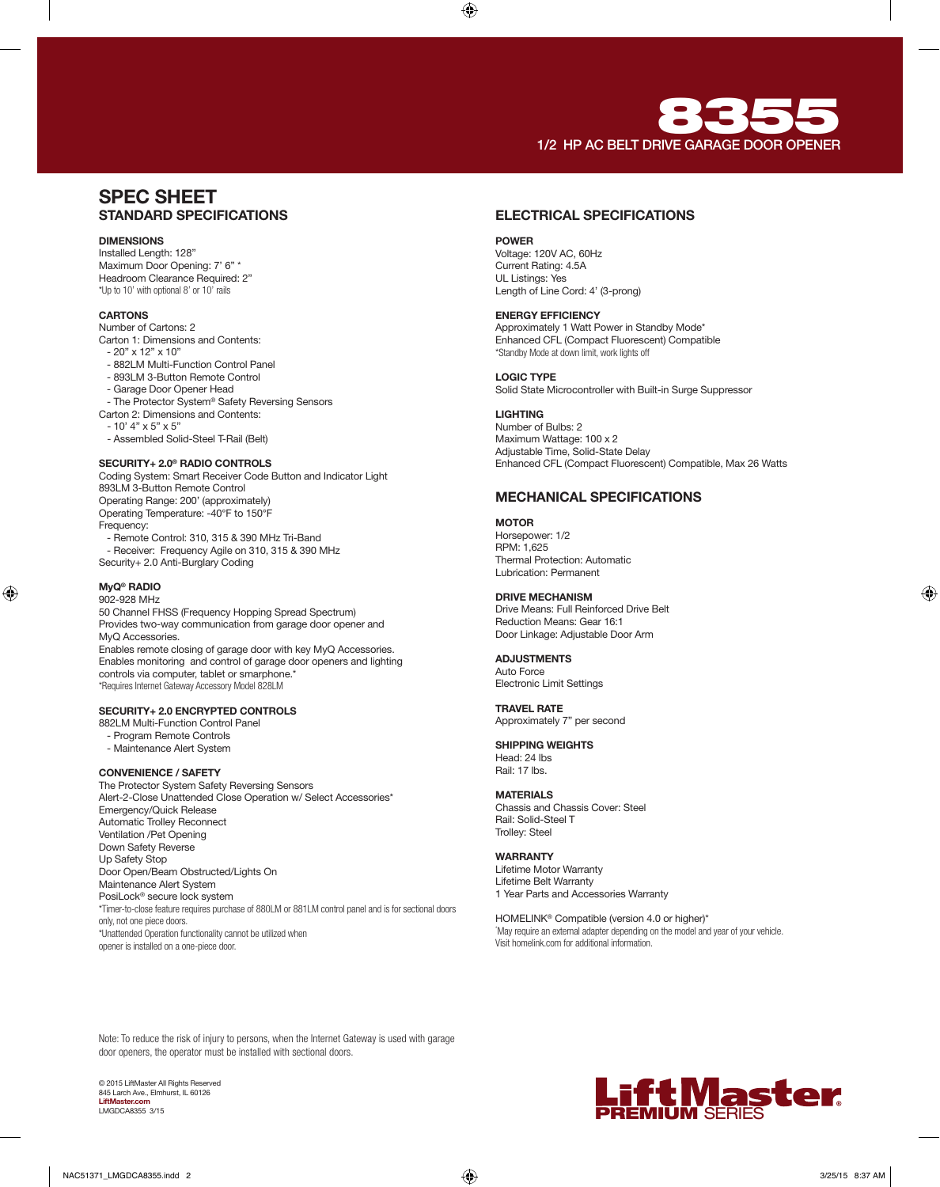# 8355

## 1/2 HP AC BELT DRIVE GARAGE DOOR OPENER

# SPEC SHEET

## STANDARD SPECIFICATIONS

**DIMENSIONS**
Installed Length: 128"
Maximum Door Opening: 7' 6" *
Headroom Clearance Required: 2"
*Up to 10' with optional 8' or 10' rails

**CARTONS**
Number of Cartons: 2
Carton 1: Dimensions and Contents:
- 20" x 12" x 10"
- 882LM Multi-Function Control Panel
- 893LM 3-Button Remote Control
- Garage Door Opener Head
- The Protector System® Safety Reversing Sensors

Carton 2: Dimensions and Contents:
- 10' 4" x 5" x 5"
- Assembled Solid-Steel T-Rail (Belt)

**SECURITY+ 2.0® RADIO CONTROLS**
Coding System: Smart Receiver Code Button and Indicator Light
893LM 3-Button Remote Control
Operating Range: 200' (approximately)
Operating Temperature: -40°F to 150°F
Frequency:
- Remote Control: 310, 315 & 390 MHz Tri-Band
- Receiver: Frequency Agile on 310, 315 & 390 MHz

Security+ 2.0 Anti-Burglary Coding

**MyQ® RADIO**
902-928 MHz
50 Channel FHSS (Frequency Hopping Spread Spectrum)
Provides two-way communication from garage door opener and MyQ Accessories.
Enables remote closing of garage door with key MyQ Accessories.
Enables monitoring and control of garage door openers and lighting controls via computer, tablet or smarphone.*
*Requires Internet Gateway Accessory Model 828LM

**SECURITY+ 2.0 ENCRYPTED CONTROLS**
882LM Multi-Function Control Panel
- Program Remote Controls
- Maintenance Alert System

**CONVENIENCE / SAFETY**
The Protector System Safety Reversing Sensors
Alert-2-Close Unattended Close Operation w/ Select Accessories*
Emergency/Quick Release
Automatic Trolley Reconnect
Ventilation /Pet Opening
Down Safety Reverse
Up Safety Stop
Door Open/Beam Obstructed/Lights On
Maintenance Alert System
PosiLock® secure lock system
*Timer-to-close feature requires purchase of 880LM or 881LM control panel and is for sectional doors only, not one piece doors.
*Unattended Operation functionality cannot be utilized when opener is installed on a one-piece door.

## ELECTRICAL SPECIFICATIONS

**POWER**
Voltage: 120V AC, 60Hz
Current Rating: 4.5A
UL Listings: Yes
Length of Line Cord: 4' (3-prong)

**ENERGY EFFICIENCY**
Approximately 1 Watt Power in Standby Mode*
Enhanced CFL (Compact Fluorescent) Compatible
*Standby Mode at down limit, work lights off

**LOGIC TYPE**
Solid State Microcontroller with Built-in Surge Suppressor

**LIGHTING**
Number of Bulbs: 2
Maximum Wattage: 100 x 2
Adjustable Time, Solid-State Delay
Enhanced CFL (Compact Fluorescent) Compatible, Max 26 Watts

## MECHANICAL SPECIFICATIONS

**MOTOR**
Horsepower: 1/2
RPM: 1,625
Thermal Protection: Automatic
Lubrication: Permanent

**DRIVE MECHANISM**
Drive Means: Full Reinforced Drive Belt
Reduction Means: Gear 16:1
Door Linkage: Adjustable Door Arm

**ADJUSTMENTS**
Auto Force
Electronic Limit Settings

**TRAVEL RATE**
Approximately 7" per second

**SHIPPING WEIGHTS**
Head: 24 lbs
Rail: 17 lbs.

**MATERIALS**
Chassis and Chassis Cover: Steel
Rail: Solid-Steel T
Trolley: Steel

**WARRANTY**
Lifetime Motor Warranty
Lifetime Belt Warranty
1 Year Parts and Accessories Warranty

HOMELINK® Compatible (version 4.0 or higher)*
*May require an external adapter depending on the model and year of your vehicle. Visit homelink.com for additional information.

Note: To reduce the risk of injury to persons, when the Internet Gateway is used with garage door openers, the operator must be installed with sectional doors.

© 2015 LiftMaster All Rights Reserved
845 Larch Ave., Elmhurst, IL 60126
LiftMaster.com
LMGDCA8355 3/15

LiftMaster® PREMIUM SERIES